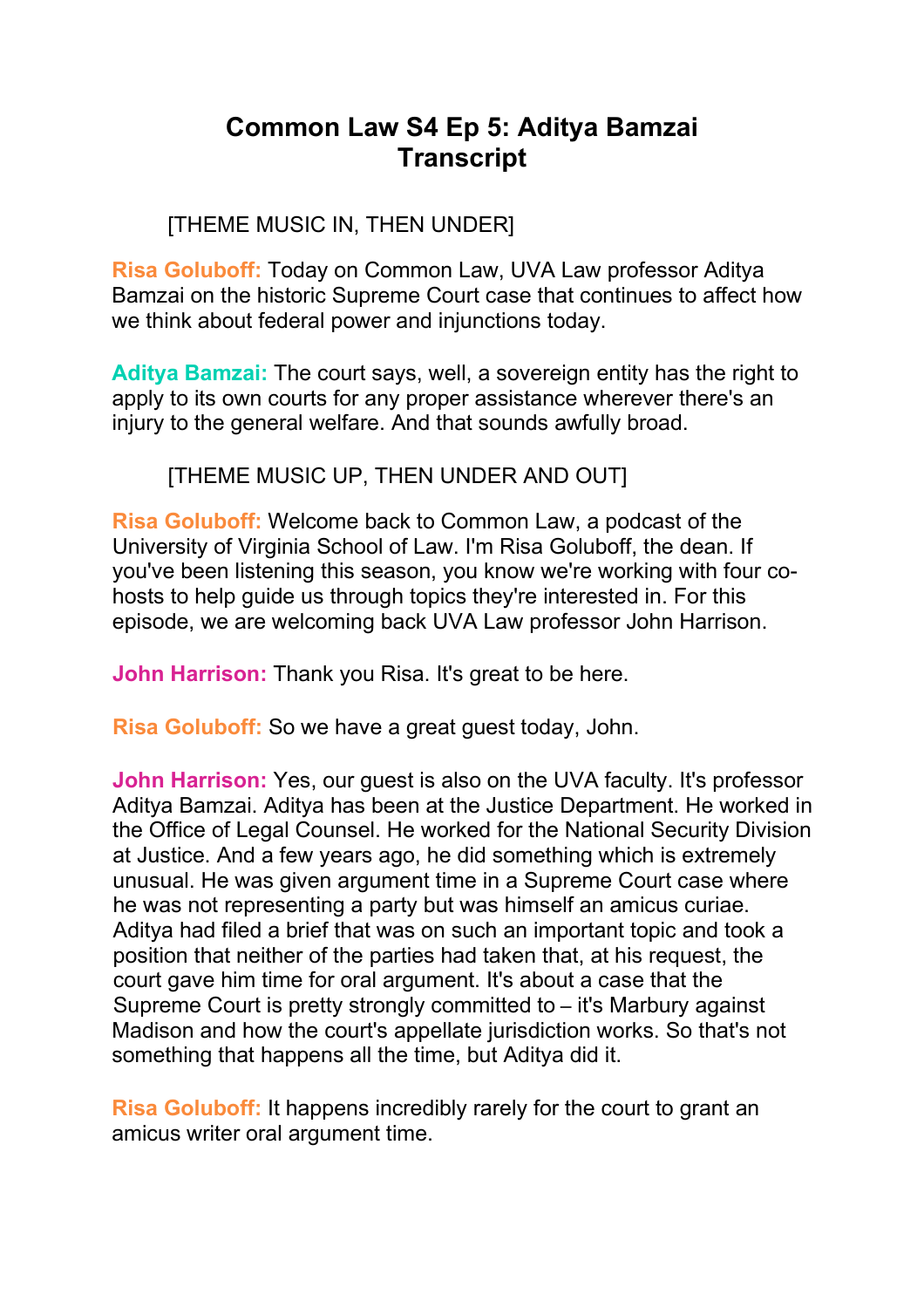# Common Law S4 Ep 5: Aditya Bamzai Transcript

[THEME MUSIC IN, THEN UNDER]

**Risa Goluboff:** Today on Common Law, UVA Law professor Aditya Bamzai on the historic Supreme Court case that continues to affect how we think about federal power and injunctions today.

**Aditya Bamzai:** The court says, well, a sovereign entity has the right to apply to its own courts for any proper assistance wherever there's an injury to the general welfare. And that sounds awfully broad.

[THEME MUSIC UP, THEN UNDER AND OUT]

**Risa Goluboff:** Welcome back to Common Law, a podcast of the University of Virginia School of Law. I'm Risa Goluboff, the dean. If you've been listening this season, you know we're working with four co-hosts to help guide us through topics they're interested in. For this episode, we are welcoming back UVA Law professor John Harrison.

**John Harrison:** Thank you Risa. It's great to be here.

**Risa Goluboff:** So we have a great guest today, John.

**John Harrison:** Yes, our guest is also on the UVA faculty. It's professor Aditya Bamzai. Aditya has been at the Justice Department. He worked in the Office of Legal Counsel. He worked for the National Security Division at Justice. And a few years ago, he did something which is extremely unusual. He was given argument time in a Supreme Court case where he was not representing a party but was himself an amicus curiae. Aditya had filed a brief that was on such an important topic and took a position that neither of the parties had taken that, at his request, the court gave him time for oral argument. It's about a case that the Supreme Court is pretty strongly committed to – it's Marbury against Madison and how the court's appellate jurisdiction works. So that's not something that happens all the time, but Aditya did it.

**Risa Goluboff:** It happens incredibly rarely for the court to grant an amicus writer oral argument time.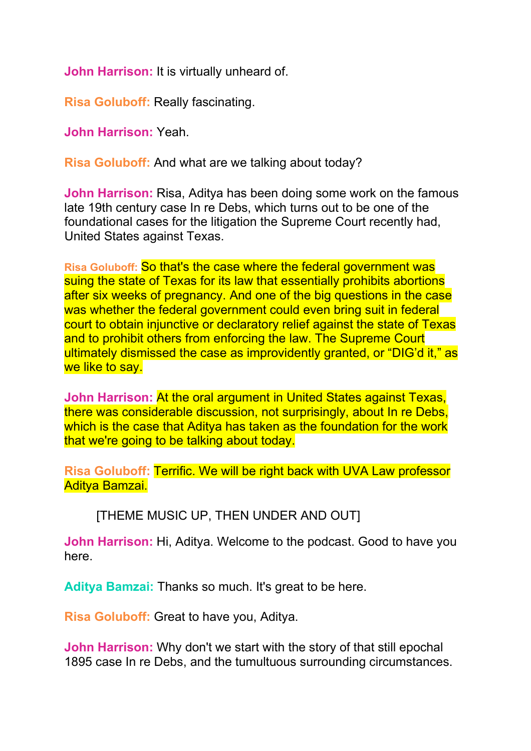**John Harrison:** It is virtually unheard of.

**Risa Goluboff:** Really fascinating.

**John Harrison:** Yeah.

**Risa Goluboff:** And what are we talking about today?

**John Harrison:** Risa, Aditya has been doing some work on the famous late 19th century case In re Debs, which turns out to be one of the foundational cases for the litigation the Supreme Court recently had, United States against Texas.

**Risa Goluboff:** So that's the case where the federal government was suing the state of Texas for its law that essentially prohibits abortions after six weeks of pregnancy. And one of the big questions in the case was whether the federal government could even bring suit in federal court to obtain injunctive or declaratory relief against the state of Texas and to prohibit others from enforcing the law. The Supreme Court ultimately dismissed the case as improvidently granted, or "DIG'd it," as we like to say.

**John Harrison:** At the oral argument in United States against Texas, there was considerable discussion, not surprisingly, about In re Debs, which is the case that Aditya has taken as the foundation for the work that we're going to be talking about today.

**Risa Goluboff:** Terrific. We will be right back with UVA Law professor Aditya Bamzai.

[THEME MUSIC UP, THEN UNDER AND OUT]

**John Harrison:** Hi, Aditya. Welcome to the podcast. Good to have you here.

**Aditya Bamzai:** Thanks so much. It's great to be here.

**Risa Goluboff:** Great to have you, Aditya.

**John Harrison:** Why don't we start with the story of that still epochal 1895 case In re Debs, and the tumultuous surrounding circumstances.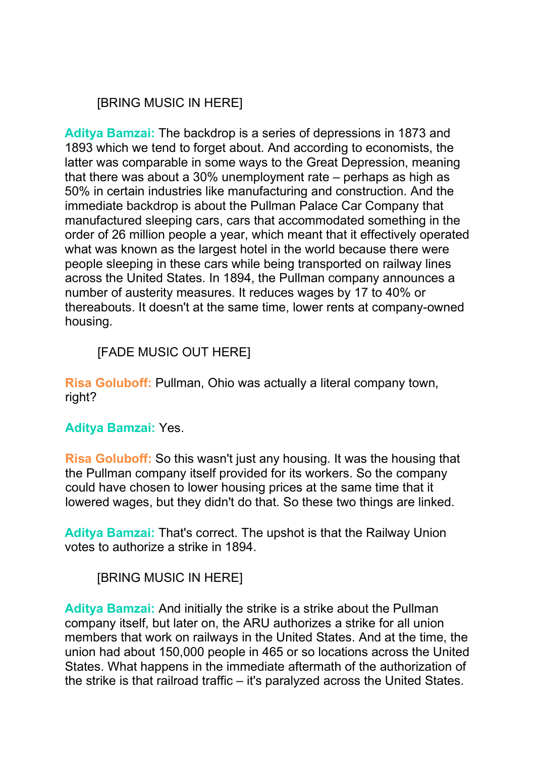[BRING MUSIC IN HERE]

**Aditya Bamzai:** The backdrop is a series of depressions in 1873 and 1893 which we tend to forget about. And according to economists, the latter was comparable in some ways to the Great Depression, meaning that there was about a 30% unemployment rate – perhaps as high as 50% in certain industries like manufacturing and construction. And the immediate backdrop is about the Pullman Palace Car Company that manufactured sleeping cars, cars that accommodated something in the order of 26 million people a year, which meant that it effectively operated what was known as the largest hotel in the world because there were people sleeping in these cars while being transported on railway lines across the United States. In 1894, the Pullman company announces a number of austerity measures. It reduces wages by 17 to 40% or thereabouts. It doesn't at the same time, lower rents at company-owned housing.

[FADE MUSIC OUT HERE]

**Risa Goluboff:** Pullman, Ohio was actually a literal company town, right?

**Aditya Bamzai:** Yes.

**Risa Goluboff:** So this wasn't just any housing. It was the housing that the Pullman company itself provided for its workers. So the company could have chosen to lower housing prices at the same time that it lowered wages, but they didn't do that. So these two things are linked.

**Aditya Bamzai:** That's correct. The upshot is that the Railway Union votes to authorize a strike in 1894.

[BRING MUSIC IN HERE]

**Aditya Bamzai:** And initially the strike is a strike about the Pullman company itself, but later on, the ARU authorizes a strike for all union members that work on railways in the United States. And at the time, the union had about 150,000 people in 465 or so locations across the United States. What happens in the immediate aftermath of the authorization of the strike is that railroad traffic – it's paralyzed across the United States.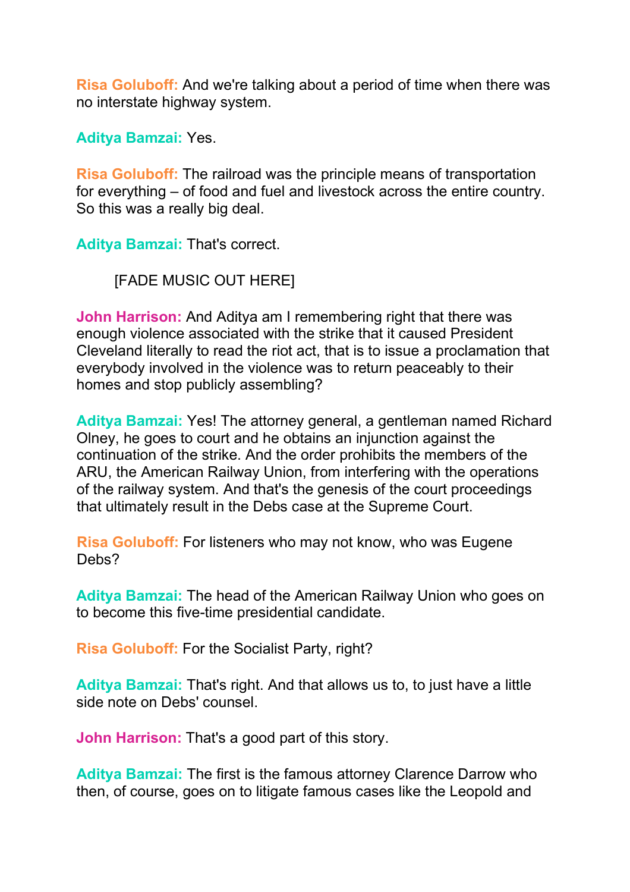**Risa Goluboff:** And we're talking about a period of time when there was no interstate highway system.

**Aditya Bamzai:** Yes.

**Risa Goluboff:** The railroad was the principle means of transportation for everything – of food and fuel and livestock across the entire country. So this was a really big deal.

**Aditya Bamzai:** That's correct.

[FADE MUSIC OUT HERE]

**John Harrison:** And Aditya am I remembering right that there was enough violence associated with the strike that it caused President Cleveland literally to read the riot act, that is to issue a proclamation that everybody involved in the violence was to return peaceably to their homes and stop publicly assembling?

**Aditya Bamzai:** Yes! The attorney general, a gentleman named Richard Olney, he goes to court and he obtains an injunction against the continuation of the strike. And the order prohibits the members of the ARU, the American Railway Union, from interfering with the operations of the railway system. And that's the genesis of the court proceedings that ultimately result in the Debs case at the Supreme Court.

**Risa Goluboff:** For listeners who may not know, who was Eugene Debs?

**Aditya Bamzai:** The head of the American Railway Union who goes on to become this five-time presidential candidate.

**Risa Goluboff:** For the Socialist Party, right?

**Aditya Bamzai:** That's right. And that allows us to, to just have a little side note on Debs' counsel.

**John Harrison:** That's a good part of this story.

**Aditya Bamzai:** The first is the famous attorney Clarence Darrow who then, of course, goes on to litigate famous cases like the Leopold and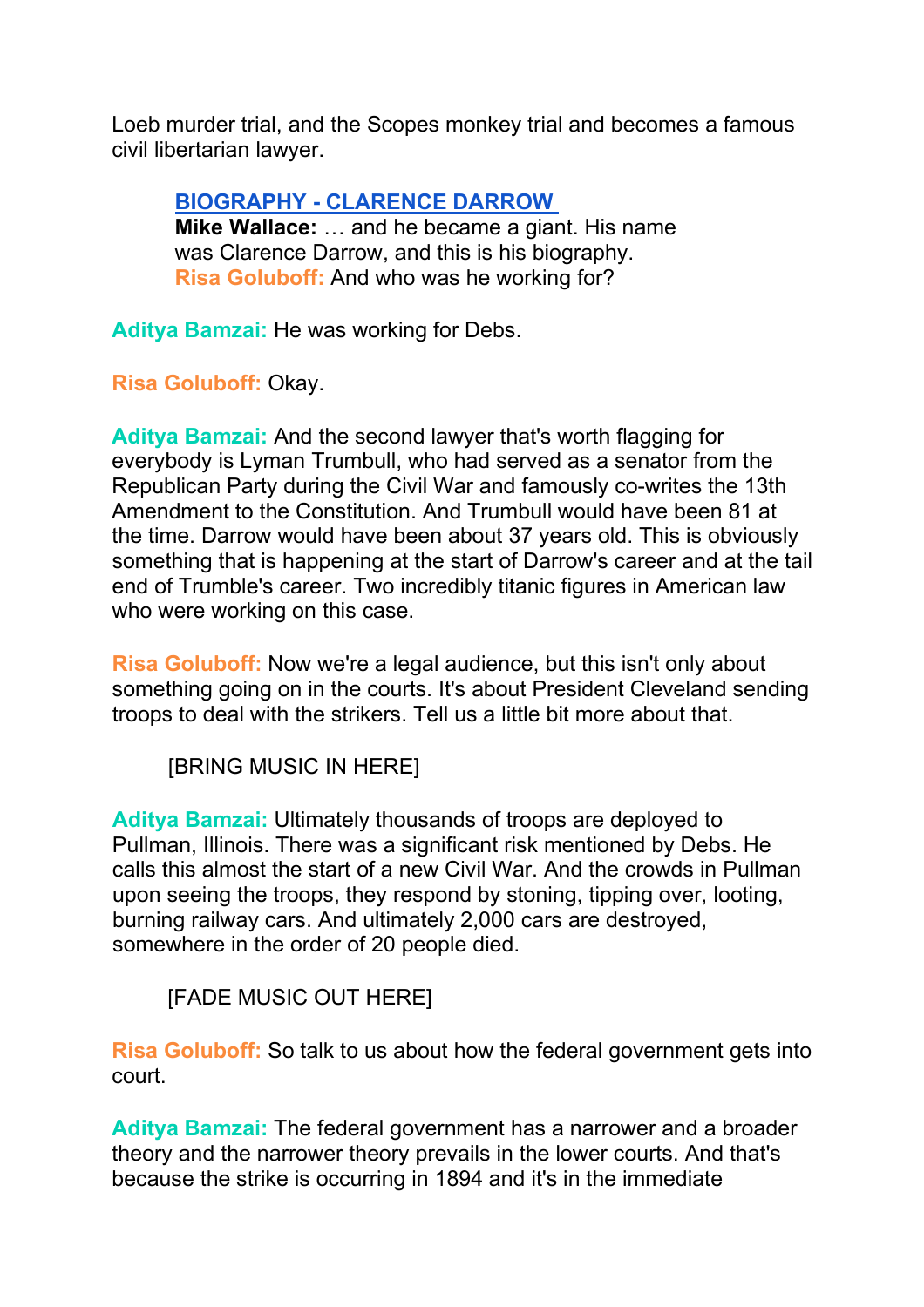Loeb murder trial, and the Scopes monkey trial and becomes a famous civil libertarian lawyer.

> **BIOGRAPHY - CLARENCE DARROW**
> **Mike Wallace:** … and he became a giant. His name was Clarence Darrow, and this is his biography.
> **Risa Goluboff:** And who was he working for?

**Aditya Bamzai:** He was working for Debs.

**Risa Goluboff:** Okay.

**Aditya Bamzai:** And the second lawyer that's worth flagging for everybody is Lyman Trumbull, who had served as a senator from the Republican Party during the Civil War and famously co-writes the 13th Amendment to the Constitution. And Trumbull would have been 81 at the time. Darrow would have been about 37 years old. This is obviously something that is happening at the start of Darrow's career and at the tail end of Trumble's career. Two incredibly titanic figures in American law who were working on this case.

**Risa Goluboff:** Now we're a legal audience, but this isn't only about something going on in the courts. It's about President Cleveland sending troops to deal with the strikers. Tell us a little bit more about that.

> [BRING MUSIC IN HERE]

**Aditya Bamzai:** Ultimately thousands of troops are deployed to Pullman, Illinois. There was a significant risk mentioned by Debs. He calls this almost the start of a new Civil War. And the crowds in Pullman upon seeing the troops, they respond by stoning, tipping over, looting, burning railway cars. And ultimately 2,000 cars are destroyed, somewhere in the order of 20 people died.

> [FADE MUSIC OUT HERE]

**Risa Goluboff:** So talk to us about how the federal government gets into court.

**Aditya Bamzai:** The federal government has a narrower and a broader theory and the narrower theory prevails in the lower courts. And that's because the strike is occurring in 1894 and it's in the immediate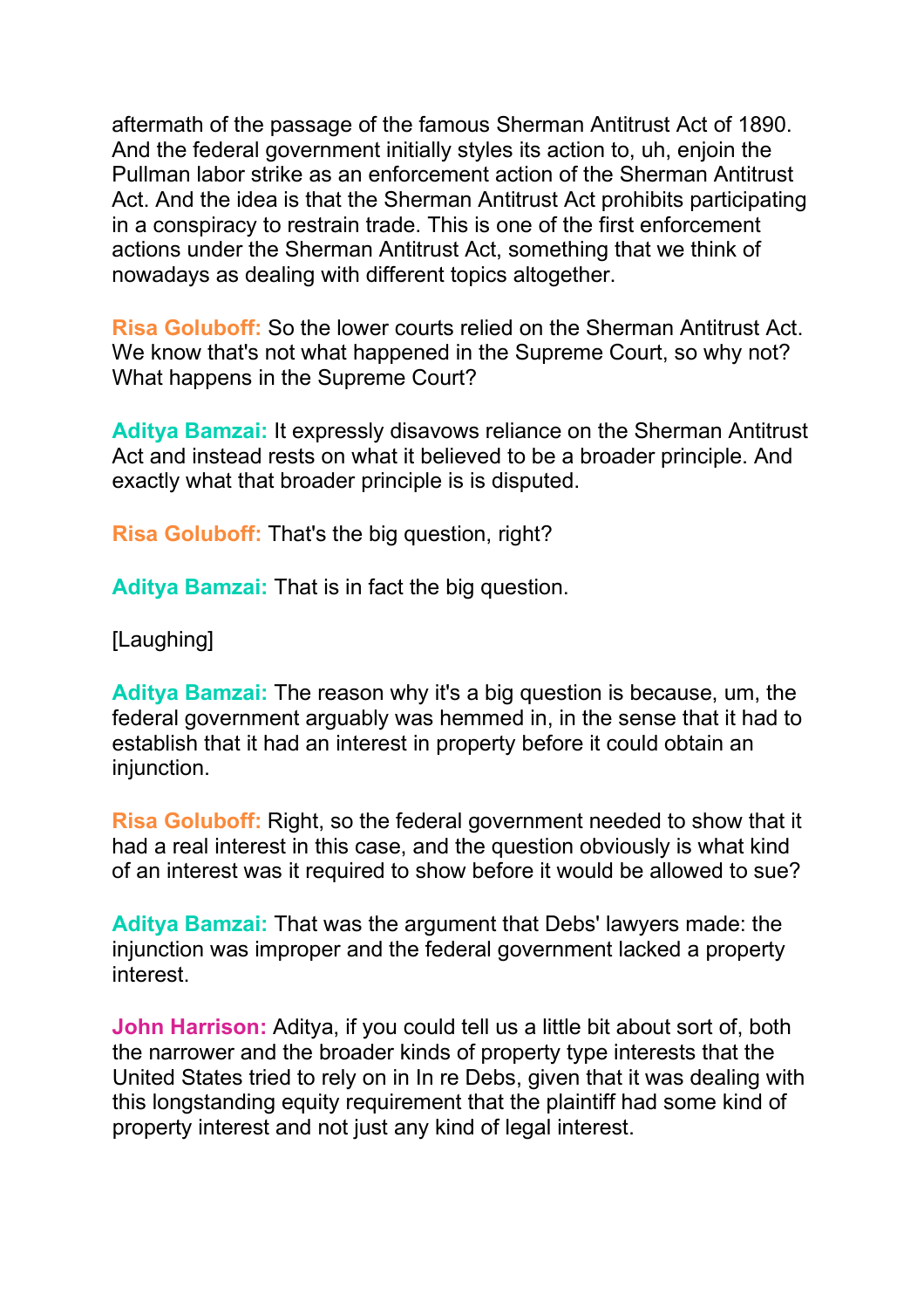aftermath of the passage of the famous Sherman Antitrust Act of 1890. And the federal government initially styles its action to, uh, enjoin the Pullman labor strike as an enforcement action of the Sherman Antitrust Act. And the idea is that the Sherman Antitrust Act prohibits participating in a conspiracy to restrain trade. This is one of the first enforcement actions under the Sherman Antitrust Act, something that we think of nowadays as dealing with different topics altogether.

**Risa Goluboff:** So the lower courts relied on the Sherman Antitrust Act. We know that's not what happened in the Supreme Court, so why not? What happens in the Supreme Court?

**Aditya Bamzai:** It expressly disavows reliance on the Sherman Antitrust Act and instead rests on what it believed to be a broader principle. And exactly what that broader principle is is disputed.

**Risa Goluboff:** That's the big question, right?

**Aditya Bamzai:** That is in fact the big question.

[Laughing]

**Aditya Bamzai:** The reason why it's a big question is because, um, the federal government arguably was hemmed in, in the sense that it had to establish that it had an interest in property before it could obtain an injunction.

**Risa Goluboff:** Right, so the federal government needed to show that it had a real interest in this case, and the question obviously is what kind of an interest was it required to show before it would be allowed to sue?

**Aditya Bamzai:** That was the argument that Debs' lawyers made: the injunction was improper and the federal government lacked a property interest.

**John Harrison:** Aditya, if you could tell us a little bit about sort of, both the narrower and the broader kinds of property type interests that the United States tried to rely on in In re Debs, given that it was dealing with this longstanding equity requirement that the plaintiff had some kind of property interest and not just any kind of legal interest.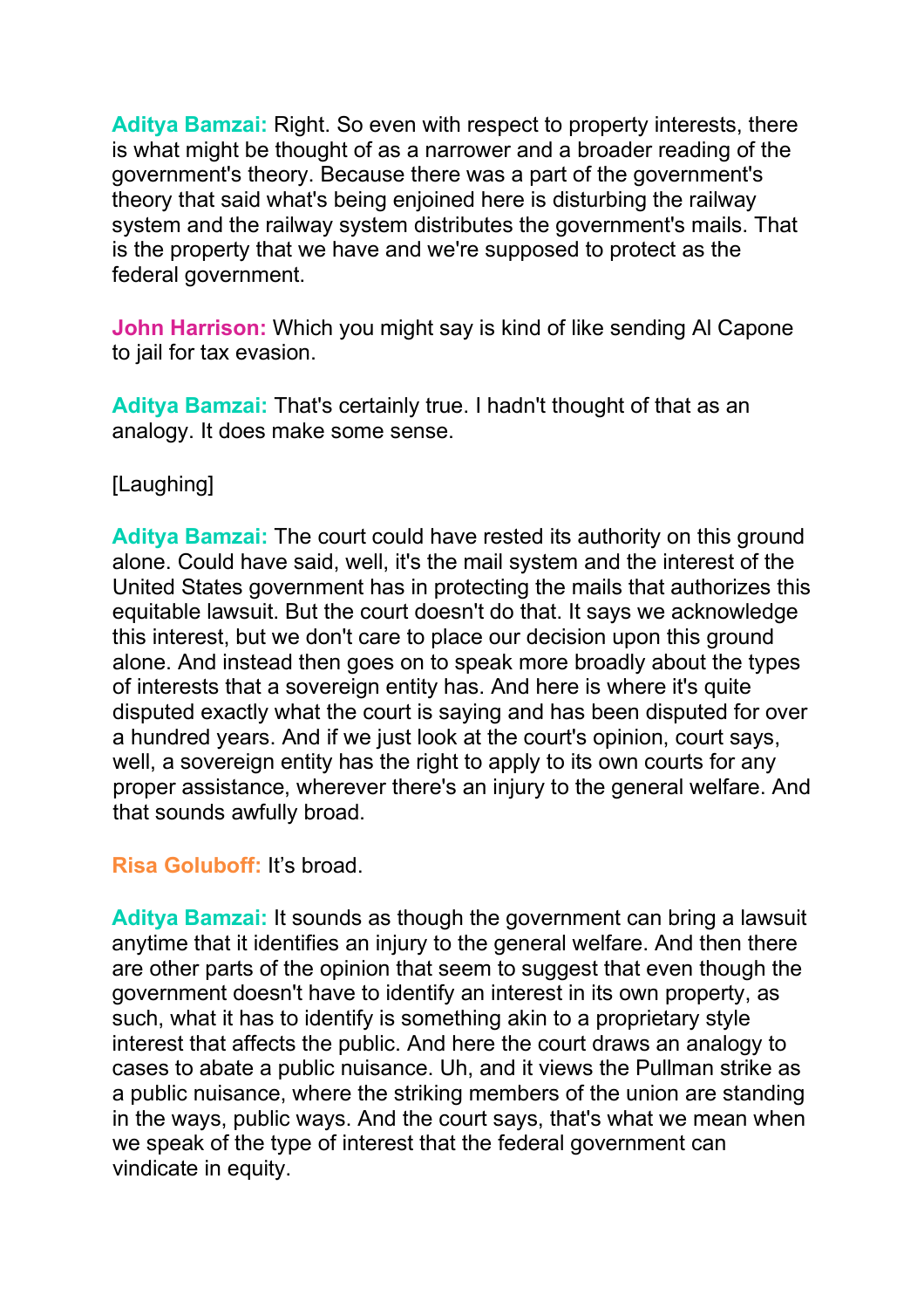**Aditya Bamzai:** Right. So even with respect to property interests, there is what might be thought of as a narrower and a broader reading of the government's theory. Because there was a part of the government's theory that said what's being enjoined here is disturbing the railway system and the railway system distributes the government's mails. That is the property that we have and we're supposed to protect as the federal government.

**John Harrison:** Which you might say is kind of like sending Al Capone to jail for tax evasion.

**Aditya Bamzai:** That's certainly true. I hadn't thought of that as an analogy. It does make some sense.

[Laughing]

**Aditya Bamzai:** The court could have rested its authority on this ground alone. Could have said, well, it's the mail system and the interest of the United States government has in protecting the mails that authorizes this equitable lawsuit. But the court doesn't do that. It says we acknowledge this interest, but we don't care to place our decision upon this ground alone. And instead then goes on to speak more broadly about the types of interests that a sovereign entity has. And here is where it's quite disputed exactly what the court is saying and has been disputed for over a hundred years. And if we just look at the court's opinion, court says, well, a sovereign entity has the right to apply to its own courts for any proper assistance, wherever there's an injury to the general welfare. And that sounds awfully broad.

**Risa Goluboff:** It's broad.

**Aditya Bamzai:** It sounds as though the government can bring a lawsuit anytime that it identifies an injury to the general welfare. And then there are other parts of the opinion that seem to suggest that even though the government doesn't have to identify an interest in its own property, as such, what it has to identify is something akin to a proprietary style interest that affects the public. And here the court draws an analogy to cases to abate a public nuisance. Uh, and it views the Pullman strike as a public nuisance, where the striking members of the union are standing in the ways, public ways. And the court says, that's what we mean when we speak of the type of interest that the federal government can vindicate in equity.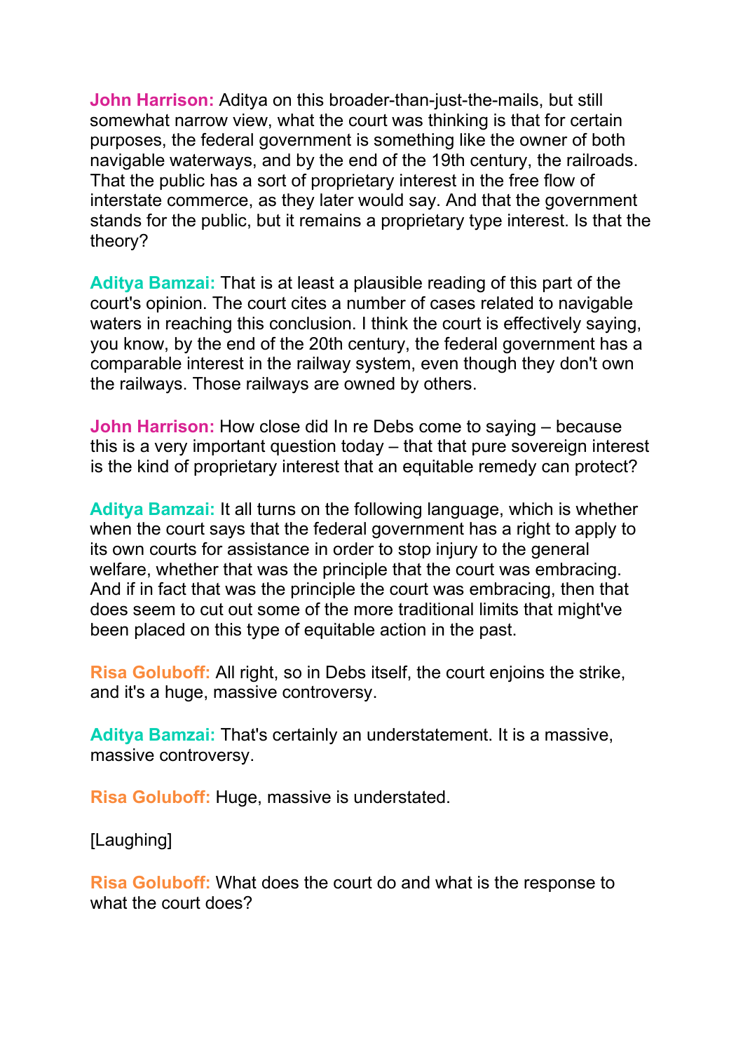**John Harrison:** Aditya on this broader-than-just-the-mails, but still somewhat narrow view, what the court was thinking is that for certain purposes, the federal government is something like the owner of both navigable waterways, and by the end of the 19th century, the railroads. That the public has a sort of proprietary interest in the free flow of interstate commerce, as they later would say. And that the government stands for the public, but it remains a proprietary type interest. Is that the theory?

**Aditya Bamzai:** That is at least a plausible reading of this part of the court's opinion. The court cites a number of cases related to navigable waters in reaching this conclusion. I think the court is effectively saying, you know, by the end of the 20th century, the federal government has a comparable interest in the railway system, even though they don't own the railways. Those railways are owned by others.

**John Harrison:** How close did In re Debs come to saying – because this is a very important question today – that that pure sovereign interest is the kind of proprietary interest that an equitable remedy can protect?

**Aditya Bamzai:** It all turns on the following language, which is whether when the court says that the federal government has a right to apply to its own courts for assistance in order to stop injury to the general welfare, whether that was the principle that the court was embracing. And if in fact that was the principle the court was embracing, then that does seem to cut out some of the more traditional limits that might've been placed on this type of equitable action in the past.

**Risa Goluboff:** All right, so in Debs itself, the court enjoins the strike, and it's a huge, massive controversy.

**Aditya Bamzai:** That's certainly an understatement. It is a massive, massive controversy.

**Risa Goluboff:** Huge, massive is understated.

[Laughing]

**Risa Goluboff:** What does the court do and what is the response to what the court does?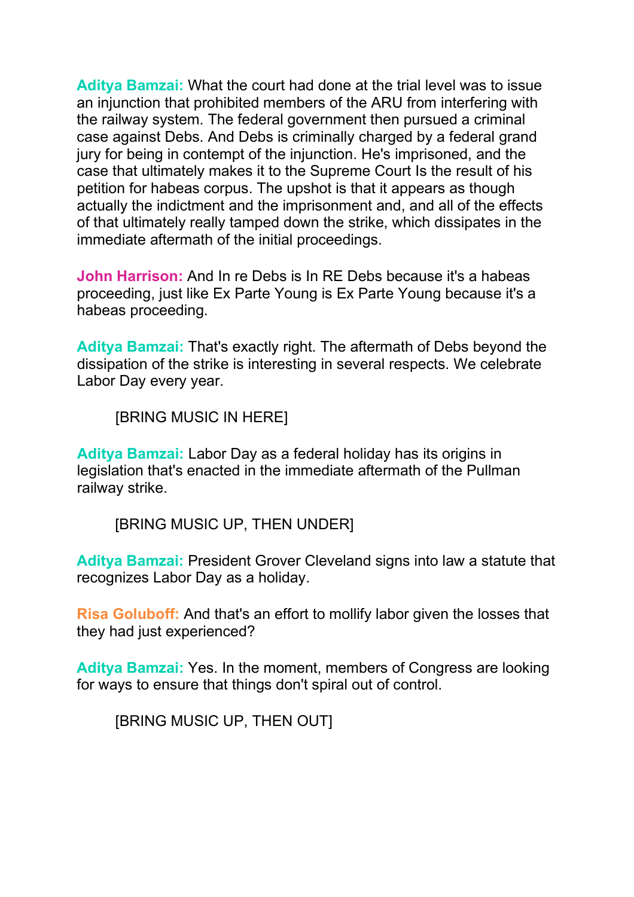**Aditya Bamzai:** What the court had done at the trial level was to issue an injunction that prohibited members of the ARU from interfering with the railway system. The federal government then pursued a criminal case against Debs. And Debs is criminally charged by a federal grand jury for being in contempt of the injunction. He's imprisoned, and the case that ultimately makes it to the Supreme Court Is the result of his petition for habeas corpus. The upshot is that it appears as though actually the indictment and the imprisonment and, and all of the effects of that ultimately really tamped down the strike, which dissipates in the immediate aftermath of the initial proceedings.

**John Harrison:** And In re Debs is In RE Debs because it's a habeas proceeding, just like Ex Parte Young is Ex Parte Young because it's a habeas proceeding.

**Aditya Bamzai:** That's exactly right. The aftermath of Debs beyond the dissipation of the strike is interesting in several respects. We celebrate Labor Day every year.

[BRING MUSIC IN HERE]

**Aditya Bamzai:** Labor Day as a federal holiday has its origins in legislation that's enacted in the immediate aftermath of the Pullman railway strike.

[BRING MUSIC UP, THEN UNDER]

**Aditya Bamzai:** President Grover Cleveland signs into law a statute that recognizes Labor Day as a holiday.

**Risa Goluboff:** And that's an effort to mollify labor given the losses that they had just experienced?

**Aditya Bamzai:** Yes. In the moment, members of Congress are looking for ways to ensure that things don't spiral out of control.

[BRING MUSIC UP, THEN OUT]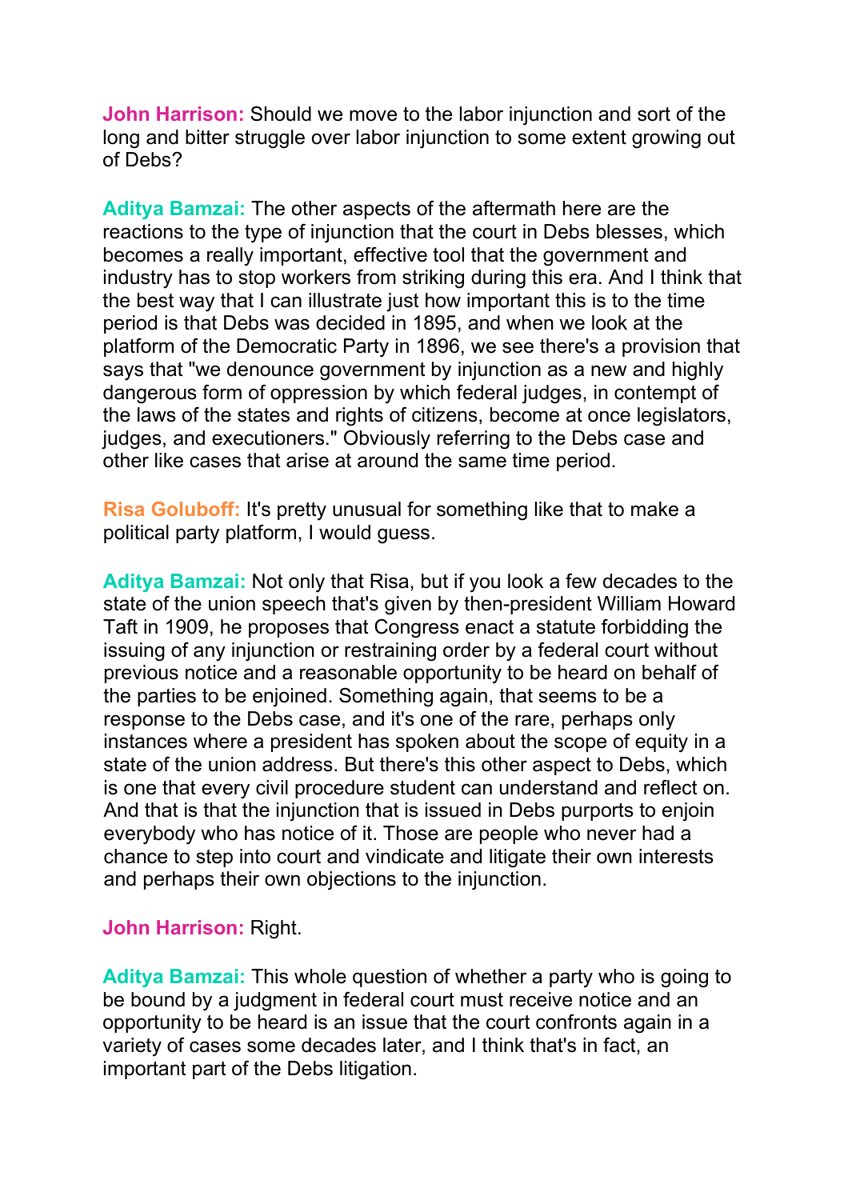**John Harrison:** Should we move to the labor injunction and sort of the long and bitter struggle over labor injunction to some extent growing out of Debs?

**Aditya Bamzai:** The other aspects of the aftermath here are the reactions to the type of injunction that the court in Debs blesses, which becomes a really important, effective tool that the government and industry has to stop workers from striking during this era. And I think that the best way that I can illustrate just how important this is to the time period is that Debs was decided in 1895, and when we look at the platform of the Democratic Party in 1896, we see there's a provision that says that "we denounce government by injunction as a new and highly dangerous form of oppression by which federal judges, in contempt of the laws of the states and rights of citizens, become at once legislators, judges, and executioners." Obviously referring to the Debs case and other like cases that arise at around the same time period.

**Risa Goluboff:** It's pretty unusual for something like that to make a political party platform, I would guess.

**Aditya Bamzai:** Not only that Risa, but if you look a few decades to the state of the union speech that's given by then-president William Howard Taft in 1909, he proposes that Congress enact a statute forbidding the issuing of any injunction or restraining order by a federal court without previous notice and a reasonable opportunity to be heard on behalf of the parties to be enjoined. Something again, that seems to be a response to the Debs case, and it's one of the rare, perhaps only instances where a president has spoken about the scope of equity in a state of the union address. But there's this other aspect to Debs, which is one that every civil procedure student can understand and reflect on. And that is that the injunction that is issued in Debs purports to enjoin everybody who has notice of it. Those are people who never had a chance to step into court and vindicate and litigate their own interests and perhaps their own objections to the injunction.

**John Harrison:** Right.

**Aditya Bamzai:** This whole question of whether a party who is going to be bound by a judgment in federal court must receive notice and an opportunity to be heard is an issue that the court confronts again in a variety of cases some decades later, and I think that's in fact, an important part of the Debs litigation.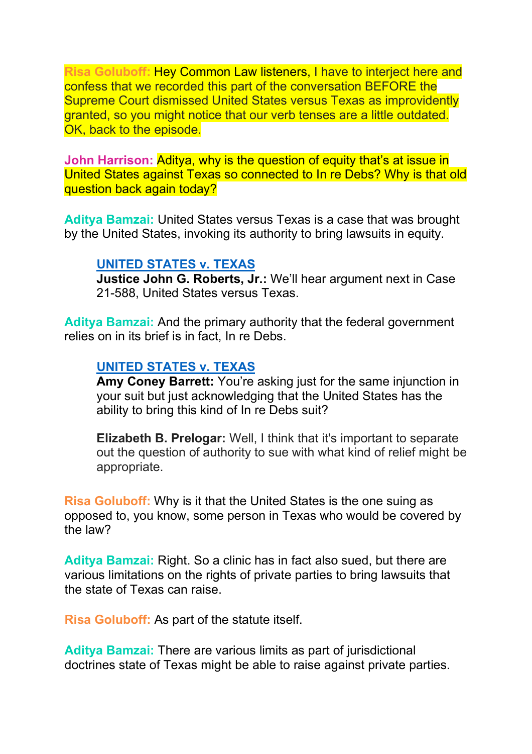**Risa Goluboff:** Hey Common Law listeners, I have to interject here and confess that we recorded this part of the conversation BEFORE the Supreme Court dismissed United States versus Texas as improvidently granted, so you might notice that our verb tenses are a little outdated. OK, back to the episode.

**John Harrison:** Aditya, why is the question of equity that's at issue in United States against Texas so connected to In re Debs? Why is that old question back again today?

**Aditya Bamzai:** United States versus Texas is a case that was brought by the United States, invoking its authority to bring lawsuits in equity.

> **UNITED STATES v. TEXAS**
> **Justice John G. Roberts, Jr.:** We'll hear argument next in Case 21-588, United States versus Texas.

**Aditya Bamzai:** And the primary authority that the federal government relies on in its brief is in fact, In re Debs.

> **UNITED STATES v. TEXAS**
> **Amy Coney Barrett:** You're asking just for the same injunction in your suit but just acknowledging that the United States has the ability to bring this kind of In re Debs suit?
>
> **Elizabeth B. Prelogar:** Well, I think that it's important to separate out the question of authority to sue with what kind of relief might be appropriate.

**Risa Goluboff:** Why is it that the United States is the one suing as opposed to, you know, some person in Texas who would be covered by the law?

**Aditya Bamzai:** Right. So a clinic has in fact also sued, but there are various limitations on the rights of private parties to bring lawsuits that the state of Texas can raise.

**Risa Goluboff:** As part of the statute itself.

**Aditya Bamzai:** There are various limits as part of jurisdictional doctrines state of Texas might be able to raise against private parties.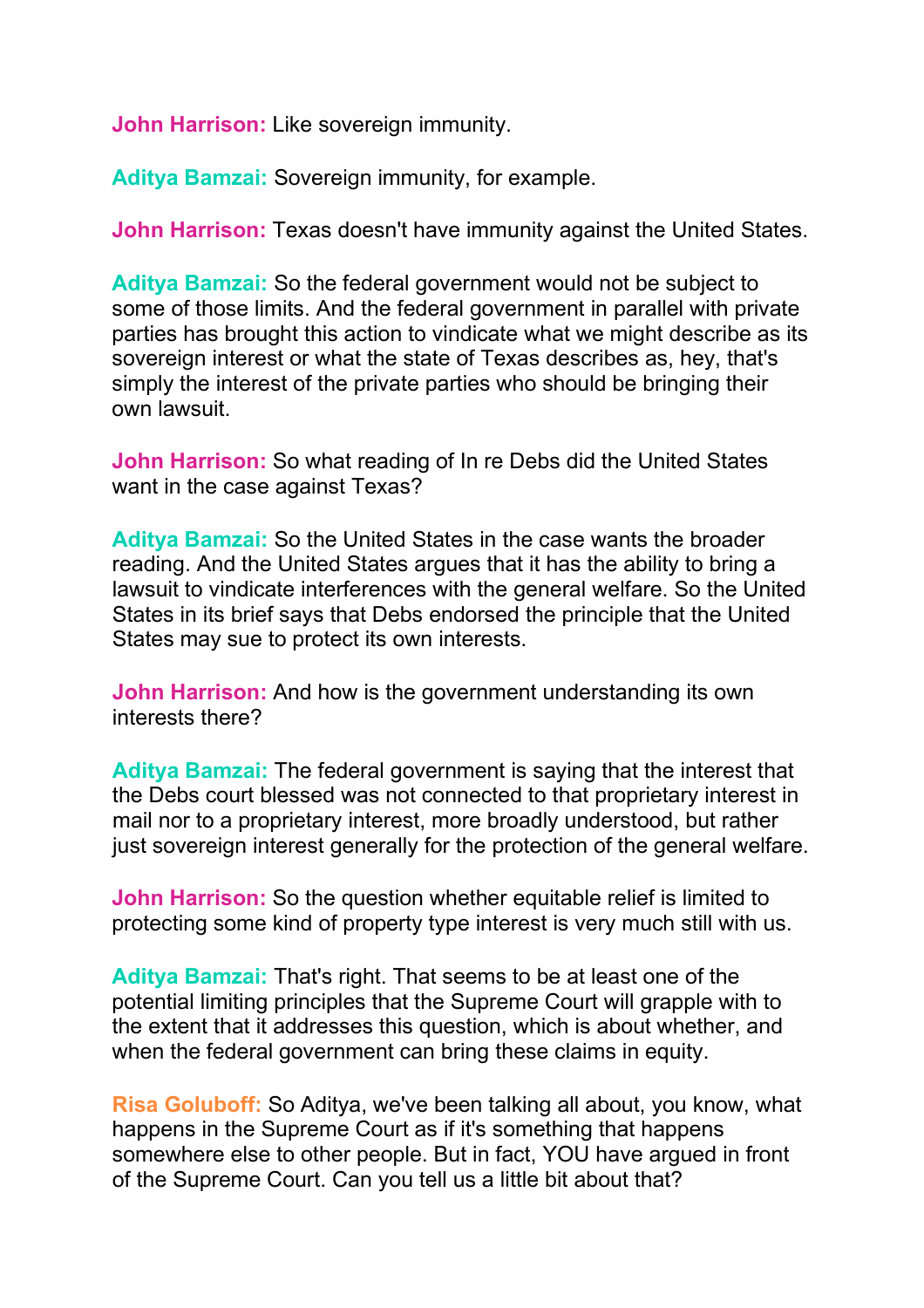**John Harrison:** Like sovereign immunity.

**Aditya Bamzai:** Sovereign immunity, for example.

**John Harrison:** Texas doesn't have immunity against the United States.

**Aditya Bamzai:** So the federal government would not be subject to some of those limits. And the federal government in parallel with private parties has brought this action to vindicate what we might describe as its sovereign interest or what the state of Texas describes as, hey, that's simply the interest of the private parties who should be bringing their own lawsuit.

**John Harrison:** So what reading of In re Debs did the United States want in the case against Texas?

**Aditya Bamzai:** So the United States in the case wants the broader reading. And the United States argues that it has the ability to bring a lawsuit to vindicate interferences with the general welfare. So the United States in its brief says that Debs endorsed the principle that the United States may sue to protect its own interests.

**John Harrison:** And how is the government understanding its own interests there?

**Aditya Bamzai:** The federal government is saying that the interest that the Debs court blessed was not connected to that proprietary interest in mail nor to a proprietary interest, more broadly understood, but rather just sovereign interest generally for the protection of the general welfare.

**John Harrison:** So the question whether equitable relief is limited to protecting some kind of property type interest is very much still with us.

**Aditya Bamzai:** That's right. That seems to be at least one of the potential limiting principles that the Supreme Court will grapple with to the extent that it addresses this question, which is about whether, and when the federal government can bring these claims in equity.

**Risa Goluboff:** So Aditya, we've been talking all about, you know, what happens in the Supreme Court as if it's something that happens somewhere else to other people. But in fact, YOU have argued in front of the Supreme Court. Can you tell us a little bit about that?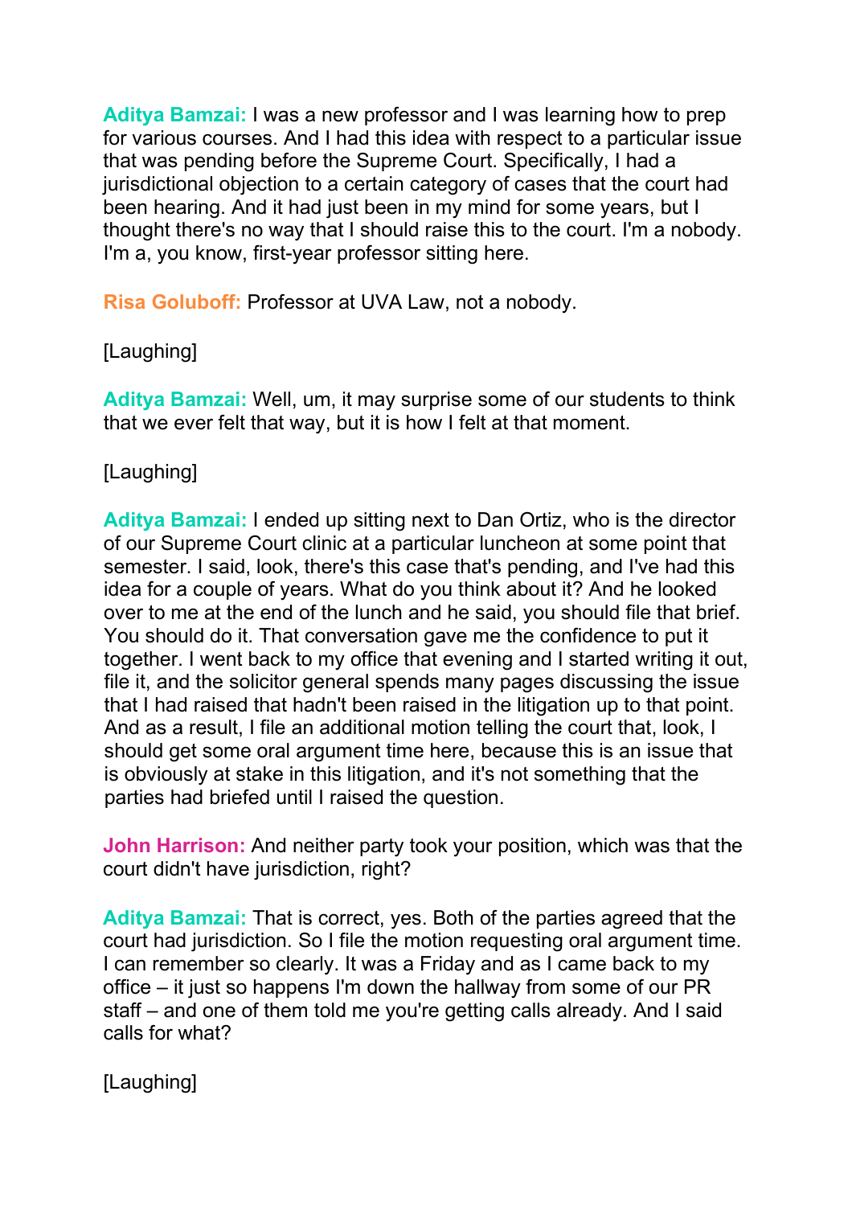**Aditya Bamzai:** I was a new professor and I was learning how to prep for various courses. And I had this idea with respect to a particular issue that was pending before the Supreme Court. Specifically, I had a jurisdictional objection to a certain category of cases that the court had been hearing. And it had just been in my mind for some years, but I thought there's no way that I should raise this to the court. I'm a nobody. I'm a, you know, first-year professor sitting here.

**Risa Goluboff:** Professor at UVA Law, not a nobody.

[Laughing]

**Aditya Bamzai:** Well, um, it may surprise some of our students to think that we ever felt that way, but it is how I felt at that moment.

[Laughing]

**Aditya Bamzai:** I ended up sitting next to Dan Ortiz, who is the director of our Supreme Court clinic at a particular luncheon at some point that semester. I said, look, there's this case that's pending, and I've had this idea for a couple of years. What do you think about it? And he looked over to me at the end of the lunch and he said, you should file that brief. You should do it. That conversation gave me the confidence to put it together. I went back to my office that evening and I started writing it out, file it, and the solicitor general spends many pages discussing the issue that I had raised that hadn't been raised in the litigation up to that point. And as a result, I file an additional motion telling the court that, look, I should get some oral argument time here, because this is an issue that is obviously at stake in this litigation, and it's not something that the parties had briefed until I raised the question.

**John Harrison:** And neither party took your position, which was that the court didn't have jurisdiction, right?

**Aditya Bamzai:** That is correct, yes. Both of the parties agreed that the court had jurisdiction. So I file the motion requesting oral argument time. I can remember so clearly. It was a Friday and as I came back to my office – it just so happens I'm down the hallway from some of our PR staff – and one of them told me you're getting calls already. And I said calls for what?

[Laughing]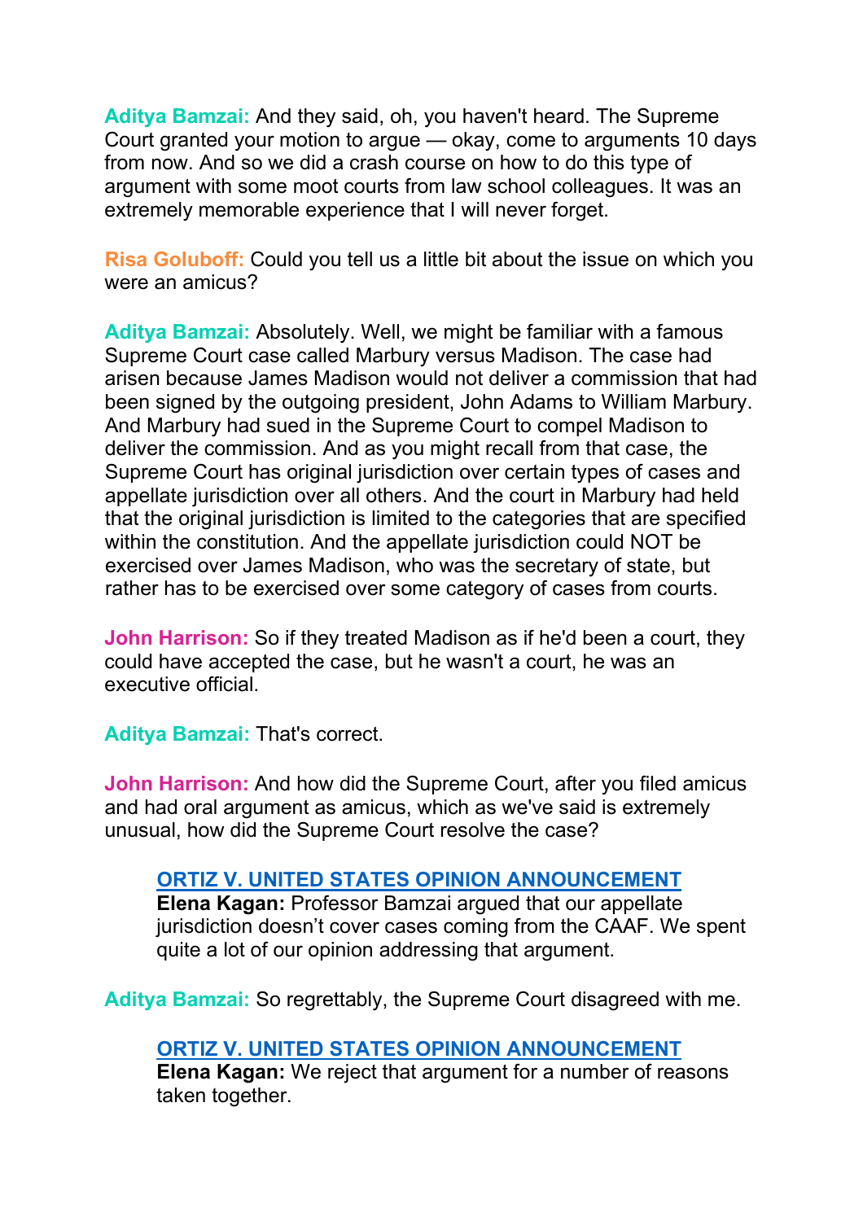**Aditya Bamzai:** And they said, oh, you haven't heard. The Supreme Court granted your motion to argue — okay, come to arguments 10 days from now. And so we did a crash course on how to do this type of argument with some moot courts from law school colleagues. It was an extremely memorable experience that I will never forget.

**Risa Goluboff:** Could you tell us a little bit about the issue on which you were an amicus?

**Aditya Bamzai:** Absolutely. Well, we might be familiar with a famous Supreme Court case called Marbury versus Madison. The case had arisen because James Madison would not deliver a commission that had been signed by the outgoing president, John Adams to William Marbury. And Marbury had sued in the Supreme Court to compel Madison to deliver the commission. And as you might recall from that case, the Supreme Court has original jurisdiction over certain types of cases and appellate jurisdiction over all others. And the court in Marbury had held that the original jurisdiction is limited to the categories that are specified within the constitution. And the appellate jurisdiction could NOT be exercised over James Madison, who was the secretary of state, but rather has to be exercised over some category of cases from courts.

**John Harrison:** So if they treated Madison as if he'd been a court, they could have accepted the case, but he wasn't a court, he was an executive official.

**Aditya Bamzai:** That's correct.

**John Harrison:** And how did the Supreme Court, after you filed amicus and had oral argument as amicus, which as we've said is extremely unusual, how did the Supreme Court resolve the case?

> **ORTIZ V. UNITED STATES OPINION ANNOUNCEMENT**
> **Elena Kagan:** Professor Bamzai argued that our appellate jurisdiction doesn't cover cases coming from the CAAF. We spent quite a lot of our opinion addressing that argument.

**Aditya Bamzai:** So regrettably, the Supreme Court disagreed with me.

> **ORTIZ V. UNITED STATES OPINION ANNOUNCEMENT**
> **Elena Kagan:** We reject that argument for a number of reasons taken together.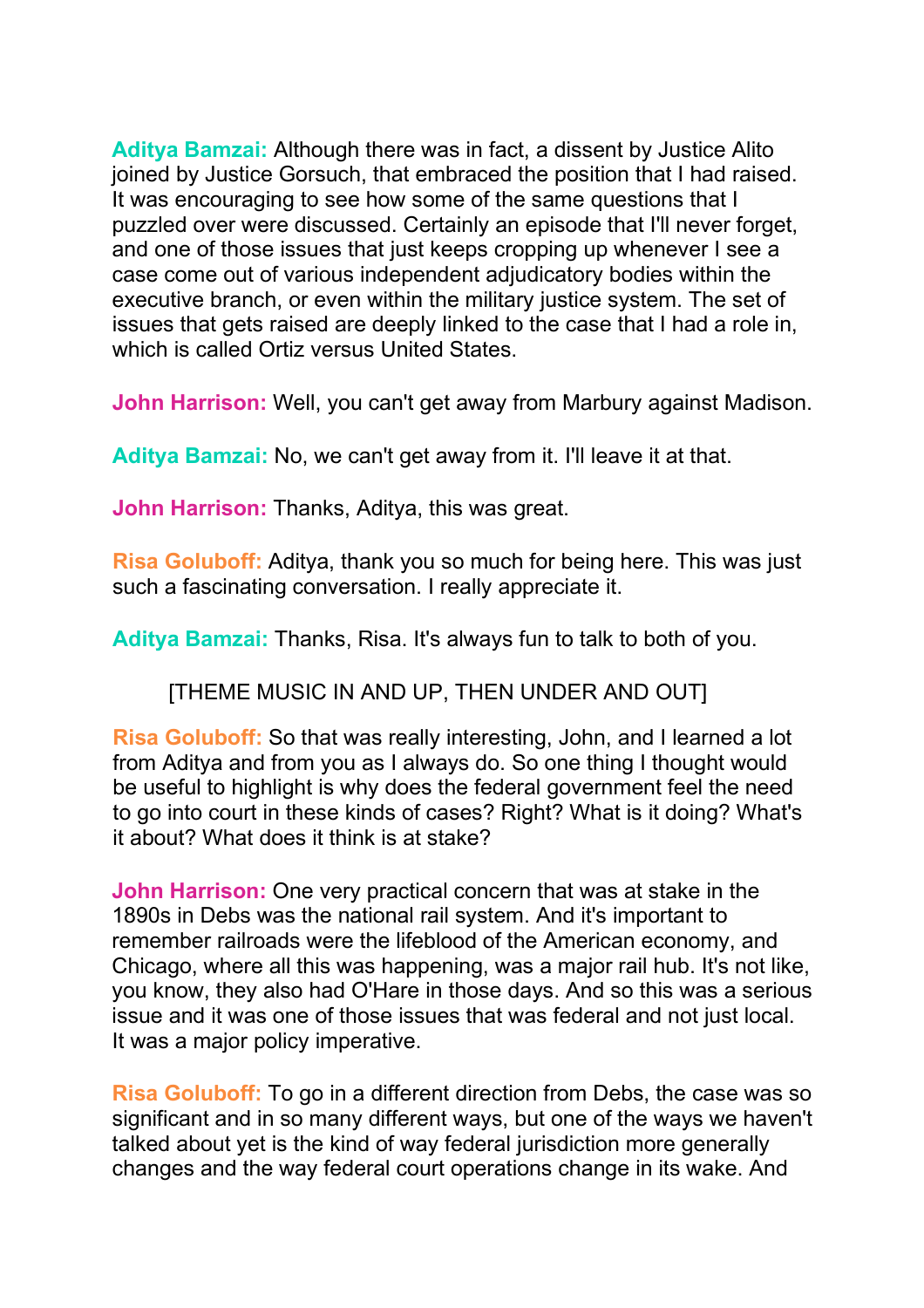**Aditya Bamzai:** Although there was in fact, a dissent by Justice Alito joined by Justice Gorsuch, that embraced the position that I had raised. It was encouraging to see how some of the same questions that I puzzled over were discussed. Certainly an episode that I'll never forget, and one of those issues that just keeps cropping up whenever I see a case come out of various independent adjudicatory bodies within the executive branch, or even within the military justice system. The set of issues that gets raised are deeply linked to the case that I had a role in, which is called Ortiz versus United States.

**John Harrison:** Well, you can't get away from Marbury against Madison.

**Aditya Bamzai:** No, we can't get away from it. I'll leave it at that.

**John Harrison:** Thanks, Aditya, this was great.

**Risa Goluboff:** Aditya, thank you so much for being here. This was just such a fascinating conversation. I really appreciate it.

**Aditya Bamzai:** Thanks, Risa. It's always fun to talk to both of you.

[THEME MUSIC IN AND UP, THEN UNDER AND OUT]

**Risa Goluboff:** So that was really interesting, John, and I learned a lot from Aditya and from you as I always do. So one thing I thought would be useful to highlight is why does the federal government feel the need to go into court in these kinds of cases? Right? What is it doing? What's it about? What does it think is at stake?

**John Harrison:** One very practical concern that was at stake in the 1890s in Debs was the national rail system. And it's important to remember railroads were the lifeblood of the American economy, and Chicago, where all this was happening, was a major rail hub. It's not like, you know, they also had O'Hare in those days. And so this was a serious issue and it was one of those issues that was federal and not just local. It was a major policy imperative.

**Risa Goluboff:** To go in a different direction from Debs, the case was so significant and in so many different ways, but one of the ways we haven't talked about yet is the kind of way federal jurisdiction more generally changes and the way federal court operations change in its wake. And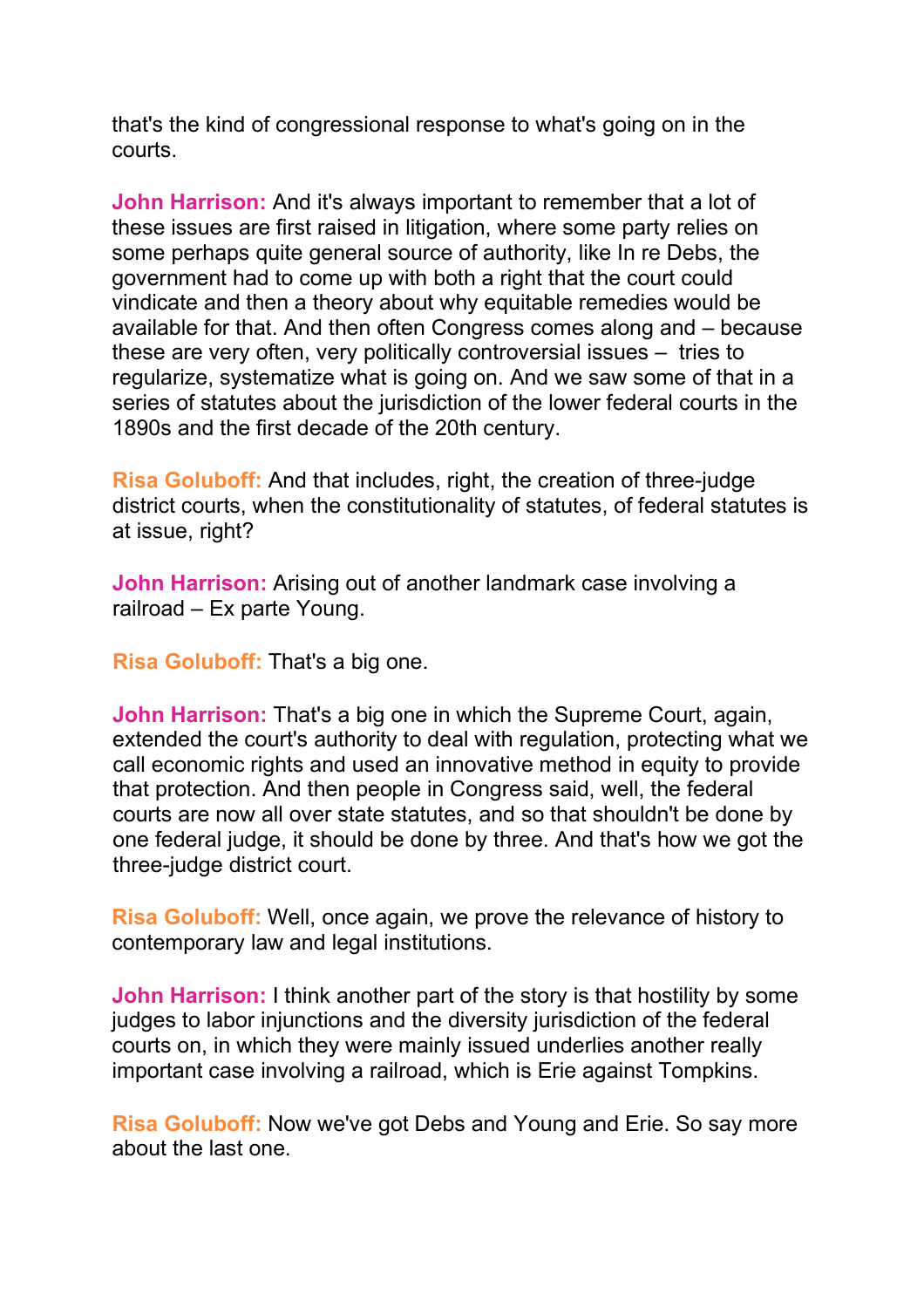that's the kind of congressional response to what's going on in the courts.

**John Harrison:** And it's always important to remember that a lot of these issues are first raised in litigation, where some party relies on some perhaps quite general source of authority, like In re Debs, the government had to come up with both a right that the court could vindicate and then a theory about why equitable remedies would be available for that. And then often Congress comes along and – because these are very often, very politically controversial issues – tries to regularize, systematize what is going on. And we saw some of that in a series of statutes about the jurisdiction of the lower federal courts in the 1890s and the first decade of the 20th century.

**Risa Goluboff:** And that includes, right, the creation of three-judge district courts, when the constitutionality of statutes, of federal statutes is at issue, right?

**John Harrison:** Arising out of another landmark case involving a railroad – Ex parte Young.

**Risa Goluboff:** That's a big one.

**John Harrison:** That's a big one in which the Supreme Court, again, extended the court's authority to deal with regulation, protecting what we call economic rights and used an innovative method in equity to provide that protection. And then people in Congress said, well, the federal courts are now all over state statutes, and so that shouldn't be done by one federal judge, it should be done by three. And that's how we got the three-judge district court.

**Risa Goluboff:** Well, once again, we prove the relevance of history to contemporary law and legal institutions.

**John Harrison:** I think another part of the story is that hostility by some judges to labor injunctions and the diversity jurisdiction of the federal courts on, in which they were mainly issued underlies another really important case involving a railroad, which is Erie against Tompkins.

**Risa Goluboff:** Now we've got Debs and Young and Erie. So say more about the last one.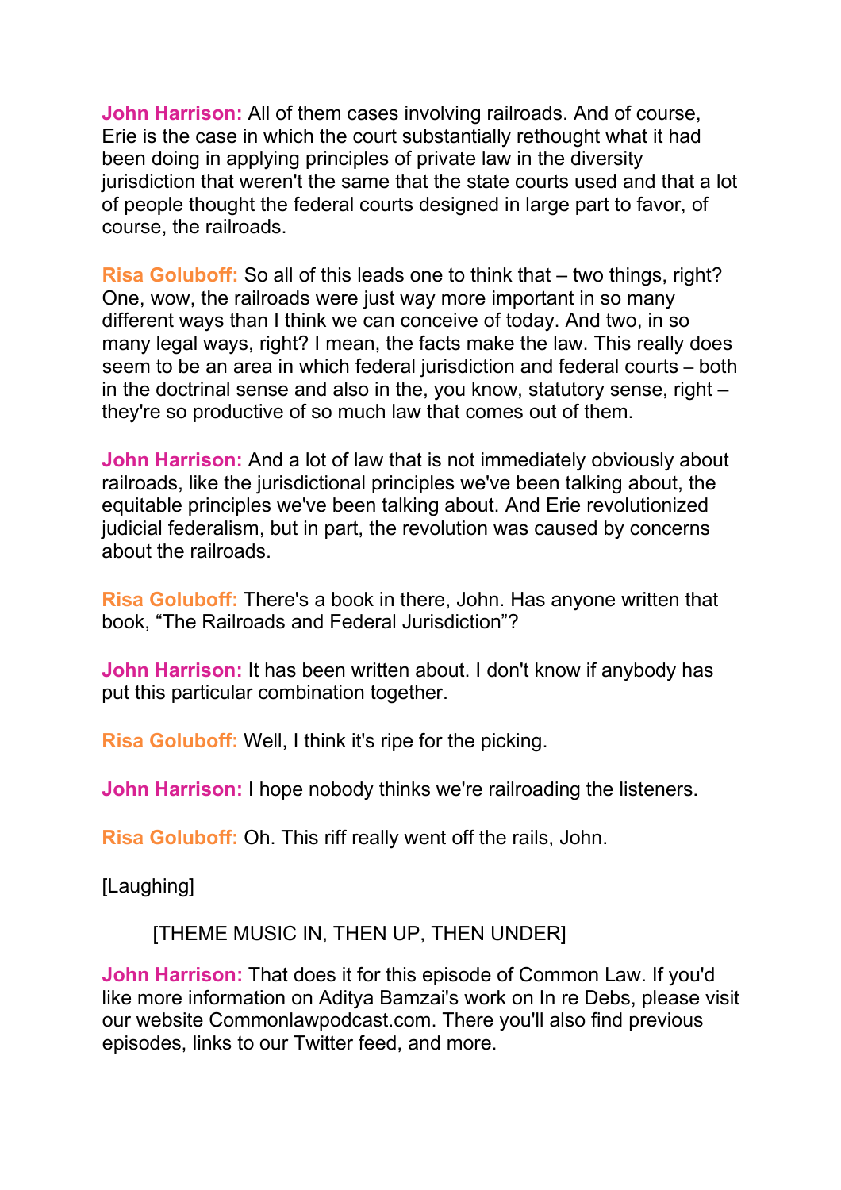**John Harrison:** All of them cases involving railroads. And of course, Erie is the case in which the court substantially rethought what it had been doing in applying principles of private law in the diversity jurisdiction that weren't the same that the state courts used and that a lot of people thought the federal courts designed in large part to favor, of course, the railroads.

**Risa Goluboff:** So all of this leads one to think that – two things, right? One, wow, the railroads were just way more important in so many different ways than I think we can conceive of today. And two, in so many legal ways, right? I mean, the facts make the law. This really does seem to be an area in which federal jurisdiction and federal courts – both in the doctrinal sense and also in the, you know, statutory sense, right – they're so productive of so much law that comes out of them.

**John Harrison:** And a lot of law that is not immediately obviously about railroads, like the jurisdictional principles we've been talking about, the equitable principles we've been talking about. And Erie revolutionized judicial federalism, but in part, the revolution was caused by concerns about the railroads.

**Risa Goluboff:** There's a book in there, John. Has anyone written that book, "The Railroads and Federal Jurisdiction"?

**John Harrison:** It has been written about. I don't know if anybody has put this particular combination together.

**Risa Goluboff:** Well, I think it's ripe for the picking.

**John Harrison:** I hope nobody thinks we're railroading the listeners.

**Risa Goluboff:** Oh. This riff really went off the rails, John.

[Laughing]

[THEME MUSIC IN, THEN UP, THEN UNDER]

**John Harrison:** That does it for this episode of Common Law. If you'd like more information on Aditya Bamzai's work on In re Debs, please visit our website Commonlawpodcast.com. There you'll also find previous episodes, links to our Twitter feed, and more.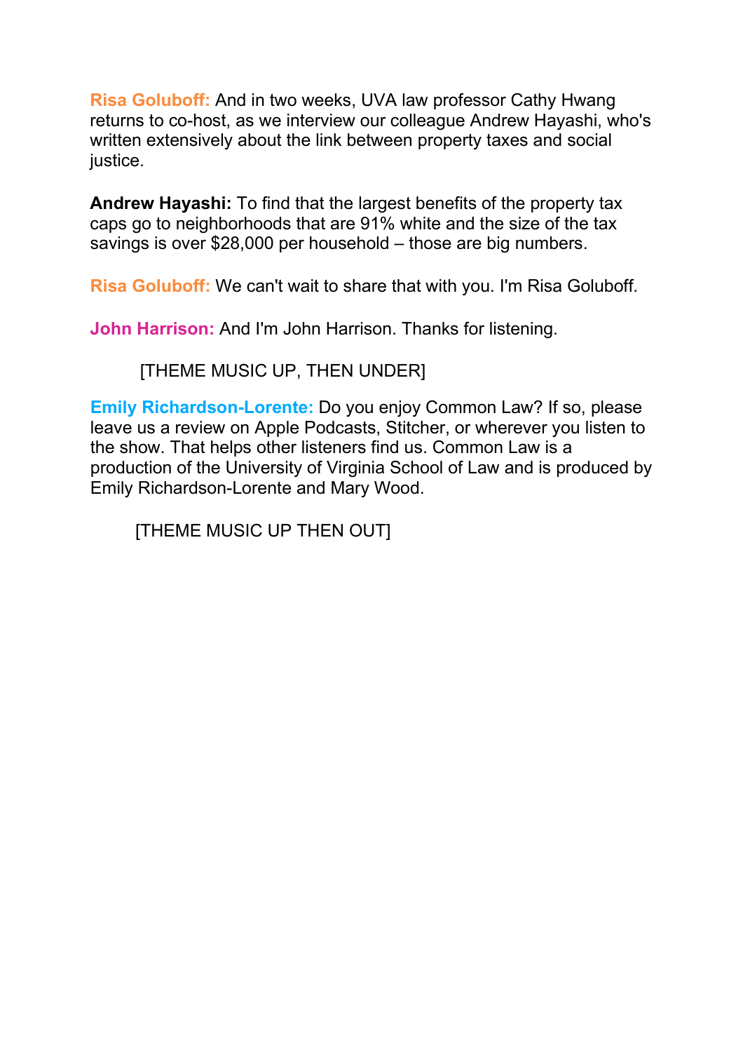**Risa Goluboff:** And in two weeks, UVA law professor Cathy Hwang returns to co-host, as we interview our colleague Andrew Hayashi, who's written extensively about the link between property taxes and social justice.

**Andrew Hayashi:** To find that the largest benefits of the property tax caps go to neighborhoods that are 91% white and the size of the tax savings is over $28,000 per household – those are big numbers.

**Risa Goluboff:** We can't wait to share that with you. I'm Risa Goluboff.

**John Harrison:** And I'm John Harrison. Thanks for listening.

[THEME MUSIC UP, THEN UNDER]

**Emily Richardson-Lorente:** Do you enjoy Common Law? If so, please leave us a review on Apple Podcasts, Stitcher, or wherever you listen to the show. That helps other listeners find us. Common Law is a production of the University of Virginia School of Law and is produced by Emily Richardson-Lorente and Mary Wood.

[THEME MUSIC UP THEN OUT]